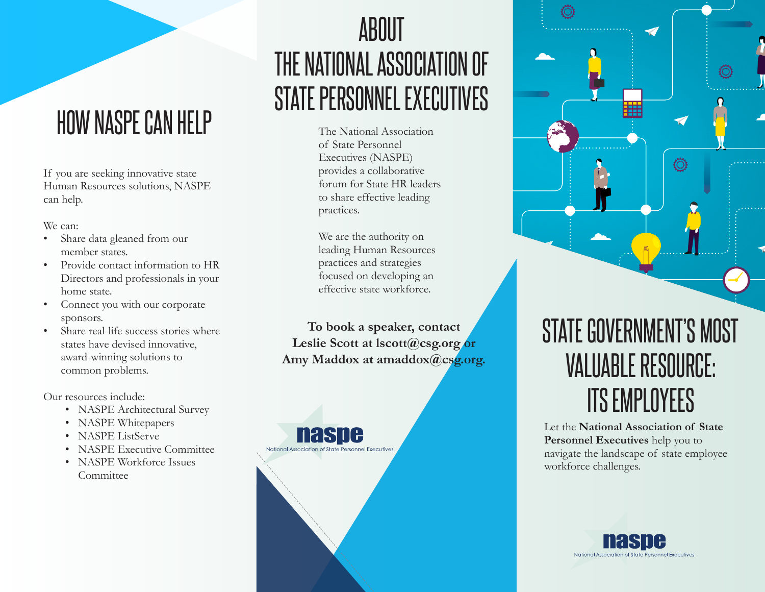# HOW NASPE CAN HELP

If you are seeking innovative state Human Resources solutions, NASPE can help.

We can:

- Share data gleaned from our member states.
- Provide contact information to HR Directors and professionals in your home state.
- Connect you with our corporate sponsors.
- Share real-life success stories where states have devised innovative, award-winning solutions to common problems.

Our resources include:

- NASPE Architectural Survey
- NASPE Whitepapers
- NASPE ListServe
- NASPE Executive Committee
- NASPE Workforce Issues Committee

# ABOUT THE NATIONAL ASSOCIATION OF STATE PERSONNEL EXECUTIVES

The National Association of State Personnel Executives (NASPE) provides a collaborative forum for State HR leaders to share effective leading practices.

We are the authority on leading Human Resources practices and strategies focused on developing an effective state workforce.

**To book a speaker, contact Leslie Scott at lscott@csg.org or Amy Maddox at amaddox@csg.org.**

naspe
National Association of State Personnel Executives

# STATE GOVERNMENT'S MOST VALUABLE RESOURCE: ITS EMPLOYEES

Let the **National Association of State Personnel Executives** help you to navigate the landscape of state employee workforce challenges.

naspe
National Association of State Personnel Executives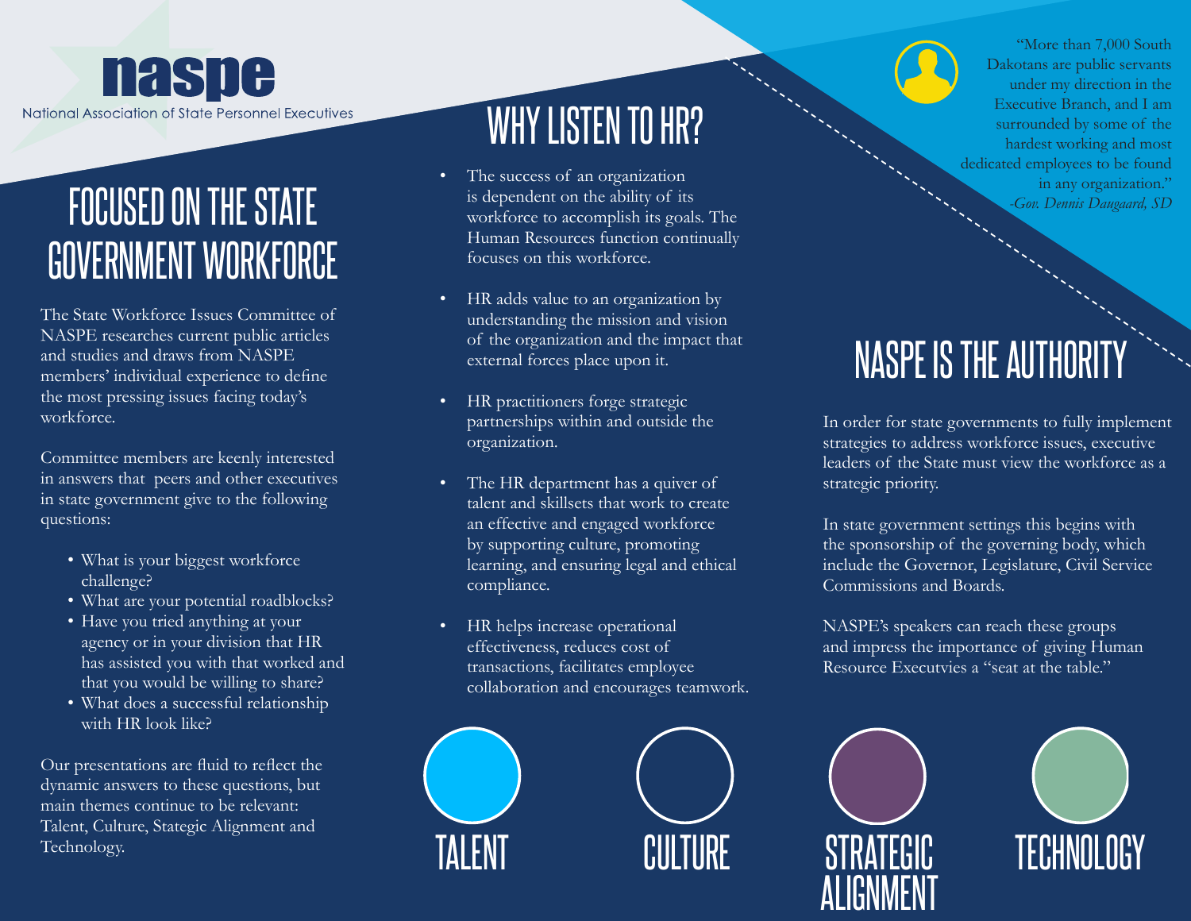**naspe**

National Association of State Personnel Executives

# FOCUSED ON THE STATE GOVERNMENT WORKFORCE

The State Workforce Issues Committee of NASPE researches current public articles and studies and draws from NASPE members' individual experience to define the most pressing issues facing today's workforce.

Committee members are keenly interested in answers that peers and other executives in state government give to the following questions:

- What is your biggest workforce challenge?
- What are your potential roadblocks?
- Have you tried anything at your agency or in your division that HR has assisted you with that worked and that you would be willing to share?
- What does a successful relationship with HR look like?

Our presentations are fluid to reflect the dynamic answers to these questions, but main themes continue to be relevant: Talent, Culture, Stategic Alignment and Technology.

# WHY LISTEN TO HR?

- The success of an organization is dependent on the ability of its workforce to accomplish its goals. The Human Resources function continually focuses on this workforce.
- HR adds value to an organization by understanding the mission and vision of the organization and the impact that external forces place upon it.
- HR practitioners forge strategic partnerships within and outside the organization.
- The HR department has a quiver of talent and skillsets that work to create an effective and engaged workforce by supporting culture, promoting learning, and ensuring legal and ethical compliance.
- HR helps increase operational effectiveness, reduces cost of transactions, facilitates employee collaboration and encourages teamwork.

"More than 7,000 South Dakotans are public servants under my direction in the Executive Branch, and I am surrounded by some of the hardest working and most dedicated employees to be found in any organization."

*-Gov. Dennis Daugaard, SD*

# NASPE IS THE AUTHORITY

In order for state governments to fully implement strategies to address workforce issues, executive leaders of the State must view the workforce as a strategic priority.

In state government settings this begins with the sponsorship of the governing body, which include the Governor, Legislature, Civil Service Commissions and Boards.

NASPE's speakers can reach these groups and impress the importance of giving Human Resource Executvies a "seat at the table."

TALENT

CULTURE

STRATEGIC ALIGNMENT

TECHNOLOGY